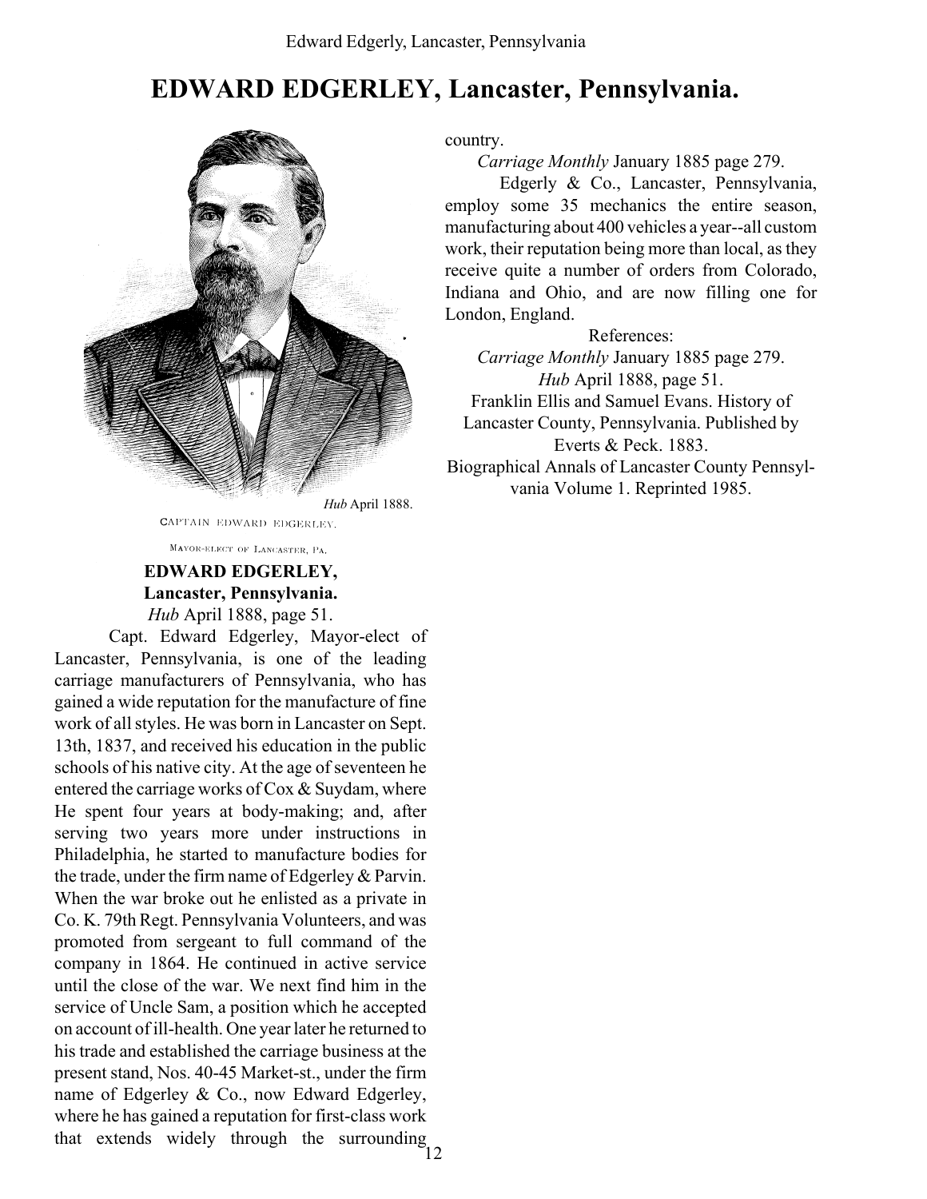# EDWARD EDGERLEY, Lancaster, Pennsylvania.

*Hub* April 1888.

CAPTAIN EDWARD EDGERLEY.

MAYOR-ELECT OF LANCASTER, PA.

**EDWARD EDGERLEY,**
**Lancaster, Pennsylvania.**
*Hub* April 1888, page 51.

Capt. Edward Edgerley, Mayor-elect of Lancaster, Pennsylvania, is one of the leading carriage manufacturers of Pennsylvania, who has gained a wide reputation for the manufacture of fine work of all styles. He was born in Lancaster on Sept. 13th, 1837, and received his education in the public schools of his native city. At the age of seventeen he entered the carriage works of Cox & Suydam, where He spent four years at body-making; and, after serving two years more under instructions in Philadelphia, he started to manufacture bodies for the trade, under the firm name of Edgerley & Parvin. When the war broke out he enlisted as a private in Co. K. 79th Regt. Pennsylvania Volunteers, and was promoted from sergeant to full command of the company in 1864. He continued in active service until the close of the war. We next find him in the service of Uncle Sam, a position which he accepted on account of ill-health. One year later he returned to his trade and established the carriage business at the present stand, Nos. 40-45 Market-st., under the firm name of Edgerley & Co., now Edward Edgerley, where he has gained a reputation for first-class work that extends widely through the surrounding country.

*Carriage Monthly* January 1885 page 279.

Edgerly & Co., Lancaster, Pennsylvania, employ some 35 mechanics the entire season, manufacturing about 400 vehicles a year--all custom work, their reputation being more than local, as they receive quite a number of orders from Colorado, Indiana and Ohio, and are now filling one for London, England.

References:
*Carriage Monthly* January 1885 page 279.
*Hub* April 1888, page 51.
Franklin Ellis and Samuel Evans. History of Lancaster County, Pennsylvania. Published by Everts & Peck. 1883.
Biographical Annals of Lancaster County Pennsylvania Volume 1. Reprinted 1985.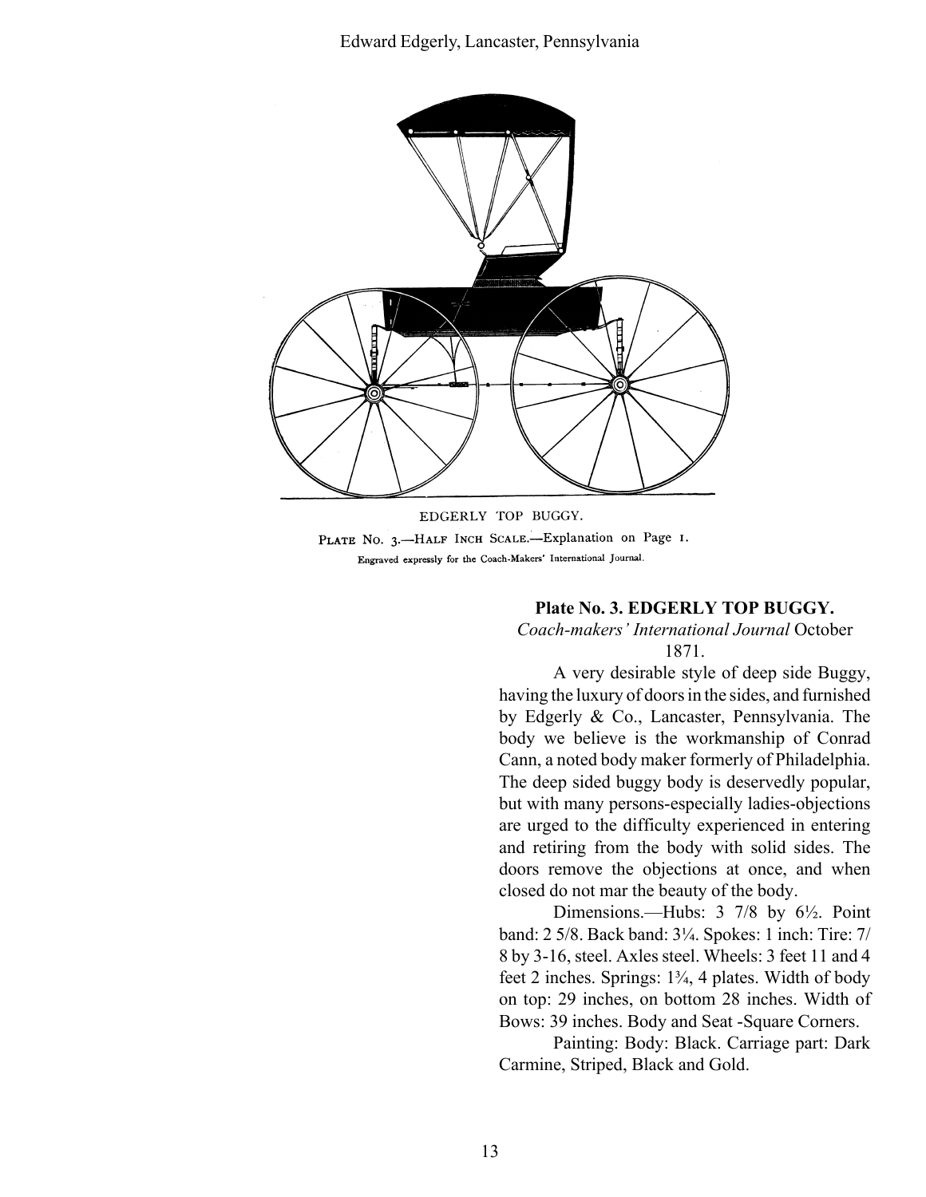EDGERLY TOP BUGGY.

PLATE NO. 3.—HALF INCH SCALE.—Explanation on Page 1.

Engraved expressly for the Coach-Makers' International Journal.

**Plate No. 3. EDGERLY TOP BUGGY.**

*Coach-makers' International Journal* October 1871.

A very desirable style of deep side Buggy, having the luxury of doors in the sides, and furnished by Edgerly & Co., Lancaster, Pennsylvania. The body we believe is the workmanship of Conrad Cann, a noted body maker formerly of Philadelphia. The deep sided buggy body is deservedly popular, but with many persons-especially ladies-objections are urged to the difficulty experienced in entering and retiring from the body with solid sides. The doors remove the objections at once, and when closed do not mar the beauty of the body.

Dimensions.—Hubs: 3 7/8 by 6½. Point band: 2 5/8. Back band: 3¼. Spokes: 1 inch: Tire: 7/8 by 3-16, steel. Axles steel. Wheels: 3 feet 11 and 4 feet 2 inches. Springs: 1¾, 4 plates. Width of body on top: 29 inches, on bottom 28 inches. Width of Bows: 39 inches. Body and Seat -Square Corners.

Painting: Body: Black. Carriage part: Dark Carmine, Striped, Black and Gold.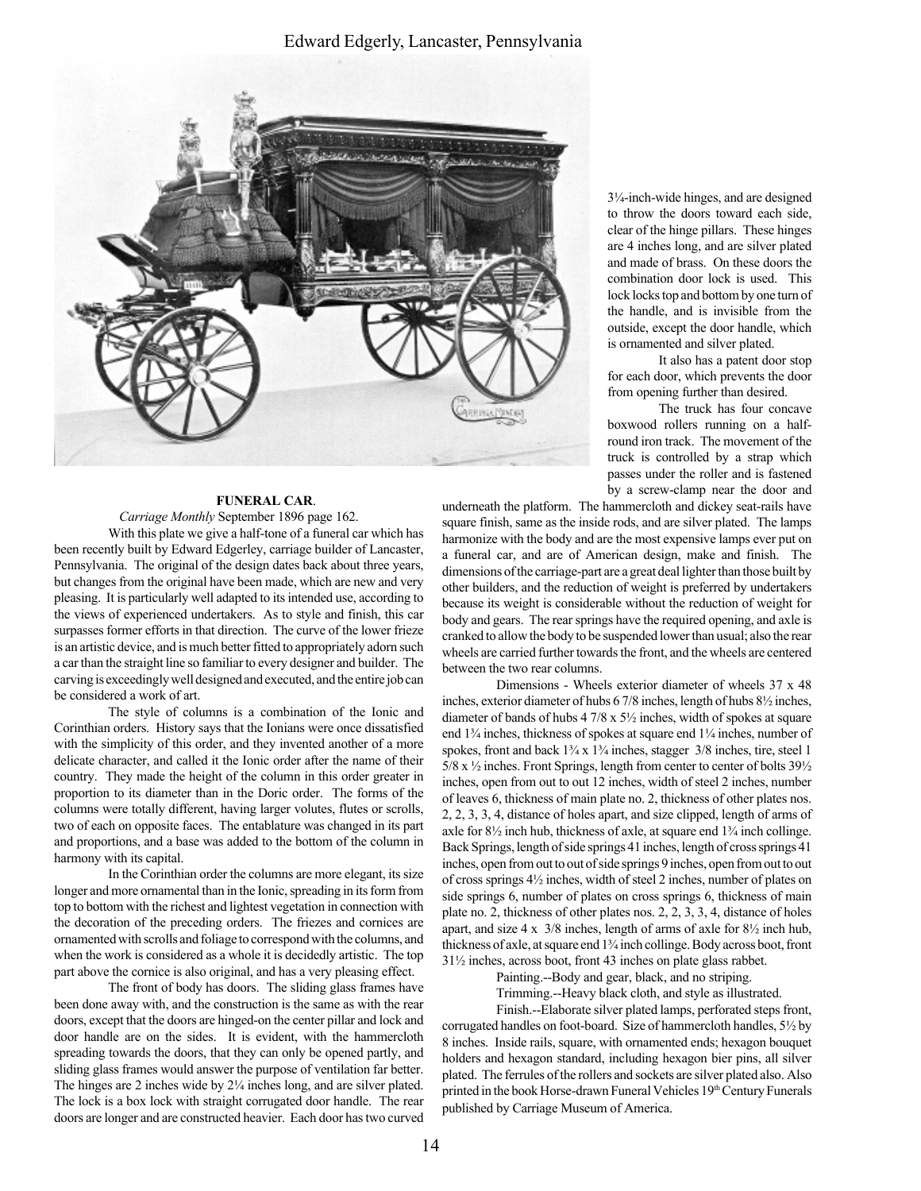# Edward Edgerly, Lancaster, Pennsylvania

**FUNERAL CAR**.

*Carriage Monthly* September 1896 page 162.

With this plate we give a half-tone of a funeral car which has been recently built by Edward Edgerley, carriage builder of Lancaster, Pennsylvania. The original of the design dates back about three years, but changes from the original have been made, which are new and very pleasing. It is particularly well adapted to its intended use, according to the views of experienced undertakers. As to style and finish, this car surpasses former efforts in that direction. The curve of the lower frieze is an artistic device, and is much better fitted to appropriately adorn such a car than the straight line so familiar to every designer and builder. The carving is exceedingly well designed and executed, and the entire job can be considered a work of art.

The style of columns is a combination of the Ionic and Corinthian orders. History says that the Ionians were once dissatisfied with the simplicity of this order, and they invented another of a more delicate character, and called it the Ionic order after the name of their country. They made the height of the column in this order greater in proportion to its diameter than in the Doric order. The forms of the columns were totally different, having larger volutes, flutes or scrolls, two of each on opposite faces. The entablature was changed in its part and proportions, and a base was added to the bottom of the column in harmony with its capital.

In the Corinthian order the columns are more elegant, its size longer and more ornamental than in the Ionic, spreading in its form from top to bottom with the richest and lightest vegetation in connection with the decoration of the preceding orders. The friezes and cornices are ornamented with scrolls and foliage to correspond with the columns, and when the work is considered as a whole it is decidedly artistic. The top part above the cornice is also original, and has a very pleasing effect.

The front of body has doors. The sliding glass frames have been done away with, and the construction is the same as with the rear doors, except that the doors are hinged-on the center pillar and lock and door handle are on the sides. It is evident, with the hammercloth spreading towards the doors, that they can only be opened partly, and sliding glass frames would answer the purpose of ventilation far better. The hinges are 2 inches wide by 2¼ inches long, and are silver plated. The lock is a box lock with straight corrugated door handle. The rear doors are longer and are constructed heavier. Each door has two curved 3¼-inch-wide hinges, and are designed to throw the doors toward each side, clear of the hinge pillars. These hinges are 4 inches long, and are silver plated and made of brass. On these doors the combination door lock is used. This lock locks top and bottom by one turn of the handle, and is invisible from the outside, except the door handle, which is ornamented and silver plated.

It also has a patent door stop for each door, which prevents the door from opening further than desired.

The truck has four concave boxwood rollers running on a half-round iron track. The movement of the truck is controlled by a strap which passes under the roller and is fastened by a screw-clamp near the door and underneath the platform. The hammercloth and dickey seat-rails have square finish, same as the inside rods, and are silver plated. The lamps harmonize with the body and are the most expensive lamps ever put on a funeral car, and are of American design, make and finish. The dimensions of the carriage-part are a great deal lighter than those built by other builders, and the reduction of weight is preferred by undertakers because its weight is considerable without the reduction of weight for body and gears. The rear springs have the required opening, and axle is cranked to allow the body to be suspended lower than usual; also the rear wheels are carried further towards the front, and the wheels are centered between the two rear columns.

Dimensions - Wheels exterior diameter of wheels 37 x 48 inches, exterior diameter of hubs 6 7/8 inches, length of hubs 8½ inches, diameter of bands of hubs 4 7/8 x 5½ inches, width of spokes at square end 1¾ inches, thickness of spokes at square end 1¼ inches, number of spokes, front and back 1¾ x 1¾ inches, stagger 3/8 inches, tire, steel 1 5/8 x ½ inches. Front Springs, length from center to center of bolts 39½ inches, open from out to out 12 inches, width of steel 2 inches, number of leaves 6, thickness of main plate no. 2, thickness of other plates nos. 2, 2, 3, 3, 4, distance of holes apart, and size clipped, length of arms of axle for 8½ inch hub, thickness of axle, at square end 1¾ inch collinge. Back Springs, length of side springs 41 inches, length of cross springs 41 inches, open from out to out of side springs 9 inches, open from out to out of cross springs 4½ inches, width of steel 2 inches, number of plates on side springs 6, number of plates on cross springs 6, thickness of main plate no. 2, thickness of other plates nos. 2, 2, 3, 3, 4, distance of holes apart, and size 4 x 3/8 inches, length of arms of axle for 8½ inch hub, thickness of axle, at square end 1¾ inch collinge. Body across boot, front 31½ inches, across boot, front 43 inches on plate glass rabbet.

Painting.--Body and gear, black, and no striping.

Trimming.--Heavy black cloth, and style as illustrated.

Finish.--Elaborate silver plated lamps, perforated steps front, corrugated handles on foot-board. Size of hammercloth handles, 5½ by 8 inches. Inside rails, square, with ornamented ends; hexagon bouquet holders and hexagon standard, including hexagon bier pins, all silver plated. The ferrules of the rollers and sockets are silver plated also. Also printed in the book Horse-drawn Funeral Vehicles 19th Century Funerals published by Carriage Museum of America.